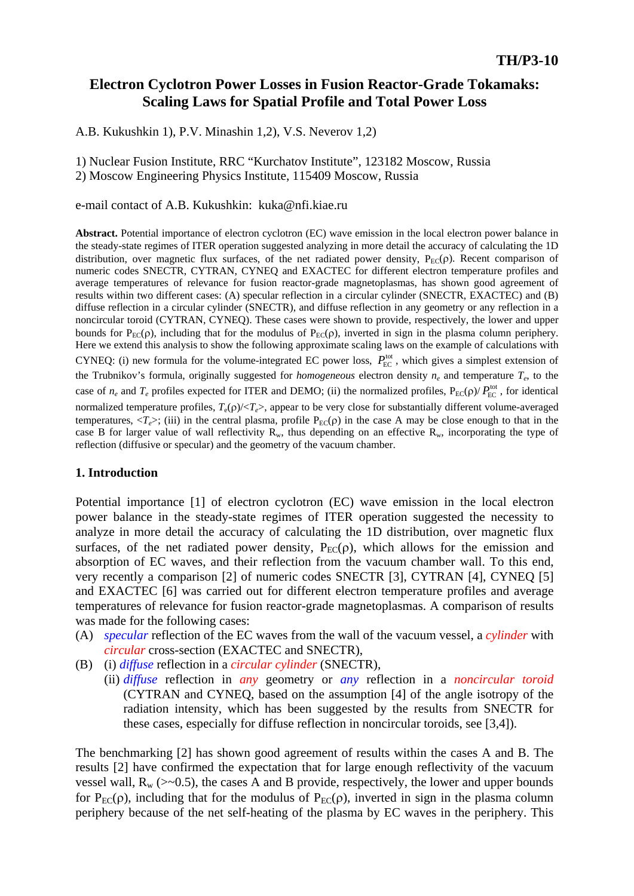TH/P3-10

# Electron Cyclotron Power Losses in Fusion Reactor-Grade Tokamaks: Scaling Laws for Spatial Profile and Total Power Loss

A.B. Kukushkin 1), P.V. Minashin 1,2), V.S. Neverov 1,2)

1) Nuclear Fusion Institute, RRC "Kurchatov Institute", 123182 Moscow, Russia
2) Moscow Engineering Physics Institute, 115409 Moscow, Russia

e-mail contact of A.B. Kukushkin: kuka@nfi.kiae.ru

**Abstract.** Potential importance of electron cyclotron (EC) wave emission in the local electron power balance in the steady-state regimes of ITER operation suggested analyzing in more detail the accuracy of calculating the 1D distribution, over magnetic flux surfaces, of the net radiated power density, $P_{EC}(\rho)$. Recent comparison of numeric codes SNECTR, CYTRAN, CYNEQ and EXACTEC for different electron temperature profiles and average temperatures of relevance for fusion reactor-grade magnetoplasmas, has shown good agreement of results within two different cases: (A) specular reflection in a circular cylinder (SNECTR, EXACTEC) and (B) diffuse reflection in a circular cylinder (SNECTR), and diffuse reflection in any geometry or any reflection in a noncircular toroid (CYTRAN, CYNEQ). These cases were shown to provide, respectively, the lower and upper bounds for $P_{EC}(\rho)$, including that for the modulus of $P_{EC}(\rho)$, inverted in sign in the plasma column periphery. Here we extend this analysis to show the following approximate scaling laws on the example of calculations with CYNEQ: (i) new formula for the volume-integrated EC power loss, $P_{EC}^{tot}$, which gives a simplest extension of the Trubnikov's formula, originally suggested for *homogeneous* electron density $n_e$ and temperature $T_e$, to the case of $n_e$ and $T_e$ profiles expected for ITER and DEMO; (ii) the normalized profiles, $P_{EC}(\rho)/P_{EC}^{tot}$, for identical normalized temperature profiles, $T_e(\rho)/\langle T_e\rangle$, appear to be very close for substantially different volume-averaged temperatures, $\langle T_e\rangle$; (iii) in the central plasma, profile $P_{EC}(\rho)$ in the case A may be close enough to that in the case B for larger value of wall reflectivity $R_w$, thus depending on an effective $R_w$, incorporating the type of reflection (diffusive or specular) and the geometry of the vacuum chamber.

## 1. Introduction

Potential importance [1] of electron cyclotron (EC) wave emission in the local electron power balance in the steady-state regimes of ITER operation suggested the necessity to analyze in more detail the accuracy of calculating the 1D distribution, over magnetic flux surfaces, of the net radiated power density, $P_{EC}(\rho)$, which allows for the emission and absorption of EC waves, and their reflection from the vacuum chamber wall. To this end, very recently a comparison [2] of numeric codes SNECTR [3], CYTRAN [4], CYNEQ [5] and EXACTEC [6] was carried out for different electron temperature profiles and average temperatures of relevance for fusion reactor-grade magnetoplasmas. A comparison of results was made for the following cases:

(A) *specular* reflection of the EC waves from the wall of the vacuum vessel, a *cylinder* with *circular* cross-section (EXACTEC and SNECTR),

(B) (i) *diffuse* reflection in a *circular cylinder* (SNECTR),
(ii) *diffuse* reflection in *any* geometry or *any* reflection in a *noncircular toroid* (CYTRAN and CYNEQ, based on the assumption [4] of the angle isotropy of the radiation intensity, which has been suggested by the results from SNECTR for these cases, especially for diffuse reflection in noncircular toroids, see [3,4]).

The benchmarking [2] has shown good agreement of results within the cases A and B. The results [2] have confirmed the expectation that for large enough reflectivity of the vacuum vessel wall, $R_w$ (>~0.5), the cases A and B provide, respectively, the lower and upper bounds for $P_{EC}(\rho)$, including that for the modulus of $P_{EC}(\rho)$, inverted in sign in the plasma column periphery because of the net self-heating of the plasma by EC waves in the periphery. This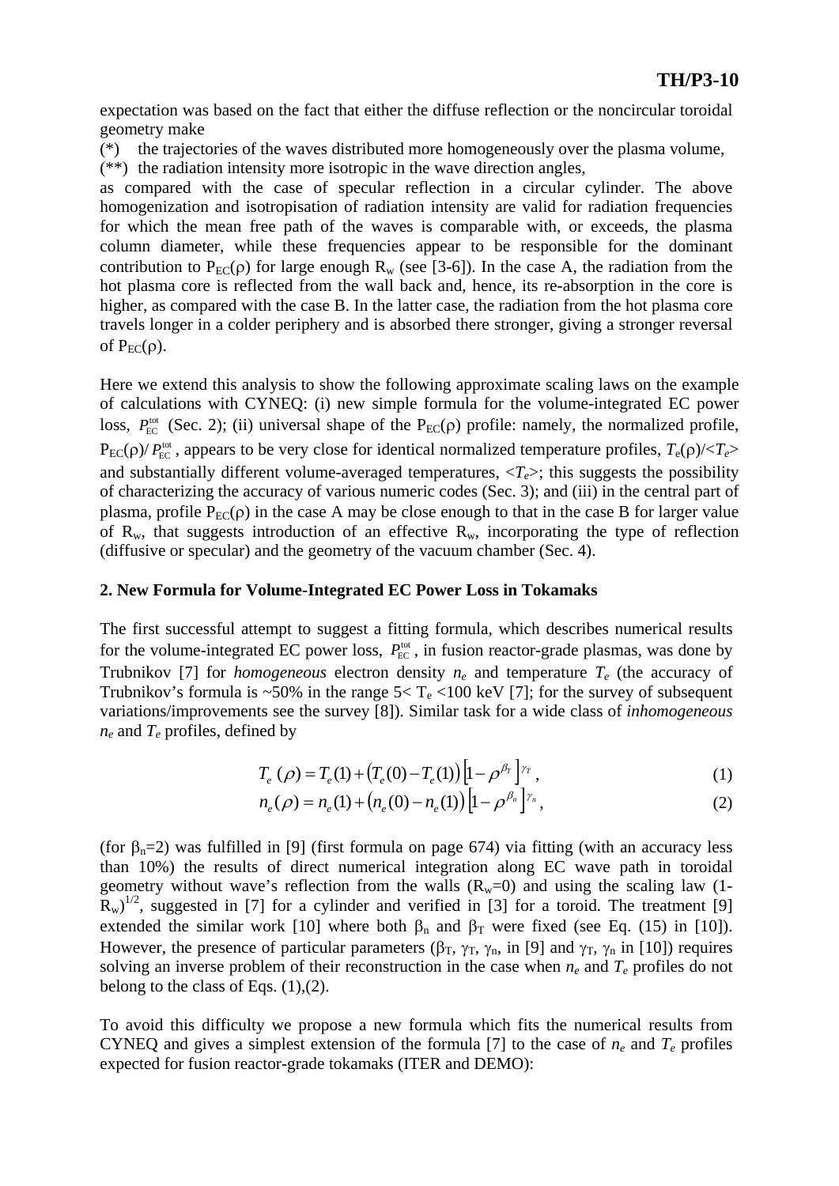expectation was based on the fact that either the diffuse reflection or the noncircular toroidal geometry make

(*) the trajectories of the waves distributed more homogeneously over the plasma volume,

(**) the radiation intensity more isotropic in the wave direction angles,

as compared with the case of specular reflection in a circular cylinder. The above homogenization and isotropisation of radiation intensity are valid for radiation frequencies for which the mean free path of the waves is comparable with, or exceeds, the plasma column diameter, while these frequencies appear to be responsible for the dominant contribution to $P_{EC}(\rho)$ for large enough $R_w$ (see [3-6]). In the case A, the radiation from the hot plasma core is reflected from the wall back and, hence, its re-absorption in the core is higher, as compared with the case B. In the latter case, the radiation from the hot plasma core travels longer in a colder periphery and is absorbed there stronger, giving a stronger reversal of $P_{EC}(\rho)$.

Here we extend this analysis to show the following approximate scaling laws on the example of calculations with CYNEQ: (i) new simple formula for the volume-integrated EC power loss, $P_{EC}^{tot}$ (Sec. 2); (ii) universal shape of the $P_{EC}(\rho)$ profile: namely, the normalized profile, $P_{EC}(\rho)/P_{EC}^{tot}$, appears to be very close for identical normalized temperature profiles, $T_e(\rho)/\langle T_e \rangle$ and substantially different volume-averaged temperatures, $\langle T_e \rangle$; this suggests the possibility of characterizing the accuracy of various numeric codes (Sec. 3); and (iii) in the central part of plasma, profile $P_{EC}(\rho)$ in the case A may be close enough to that in the case B for larger value of $R_w$, that suggests introduction of an effective $R_w$, incorporating the type of reflection (diffusive or specular) and the geometry of the vacuum chamber (Sec. 4).

## 2. New Formula for Volume-Integrated EC Power Loss in Tokamaks

The first successful attempt to suggest a fitting formula, which describes numerical results for the volume-integrated EC power loss, $P_{EC}^{tot}$, in fusion reactor-grade plasmas, was done by Trubnikov [7] for *homogeneous* electron density $n_e$ and temperature $T_e$ (the accuracy of Trubnikov's formula is ~50% in the range $5 < T_e < 100$ keV [7]; for the survey of subsequent variations/improvements see the survey [8]). Similar task for a wide class of *inhomogeneous* $n_e$ and $T_e$ profiles, defined by

$$T_e(\rho) = T_e(1) + \left(T_e(0) - T_e(1)\right)\left[1 - \rho^{\beta_T}\right]^{\gamma_T}, \tag{1}$$

$$n_e(\rho) = n_e(1) + \left(n_e(0) - n_e(1)\right)\left[1 - \rho^{\beta_n}\right]^{\gamma_n}, \tag{2}$$

(for $\beta_n$=2) was fulfilled in [9] (first formula on page 674) via fitting (with an accuracy less than 10%) the results of direct numerical integration along EC wave path in toroidal geometry without wave's reflection from the walls ($R_w$=0) and using the scaling law $(1-R_w)^{1/2}$, suggested in [7] for a cylinder and verified in [3] for a toroid. The treatment [9] extended the similar work [10] where both $\beta_n$ and $\beta_T$ were fixed (see Eq. (15) in [10]). However, the presence of particular parameters ($\beta_T$, $\gamma_T$, $\gamma_n$, in [9] and $\gamma_T$, $\gamma_n$ in [10]) requires solving an inverse problem of their reconstruction in the case when $n_e$ and $T_e$ profiles do not belong to the class of Eqs. (1),(2).

To avoid this difficulty we propose a new formula which fits the numerical results from CYNEQ and gives a simplest extension of the formula [7] to the case of $n_e$ and $T_e$ profiles expected for fusion reactor-grade tokamaks (ITER and DEMO):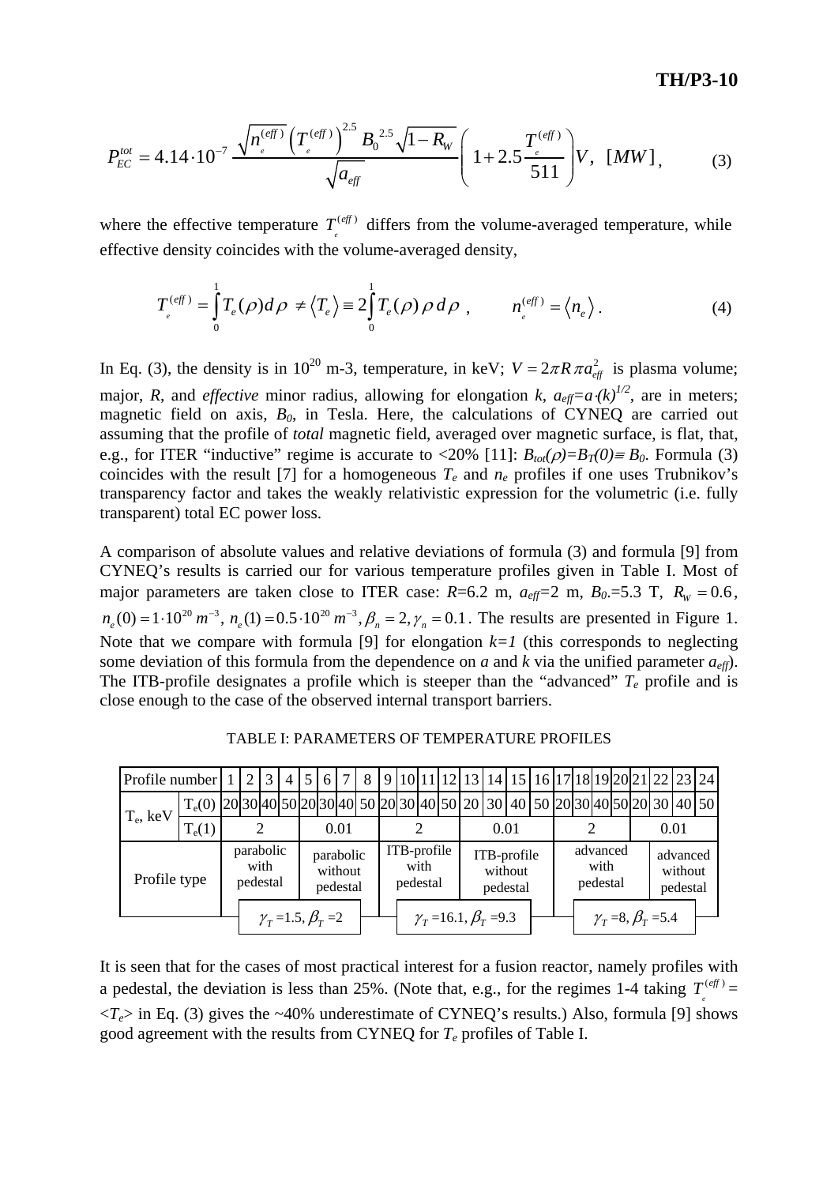$$P_{EC}^{tot} = 4.14 \cdot 10^{-7} \frac{\sqrt{n_e^{(eff)}} \left(T_e^{(eff)}\right)^{2.5} B_0^{\ 2.5} \sqrt{1-R_W}}{\sqrt{a_{eff}}} \left(1 + 2.5 \frac{T_e^{(eff)}}{511}\right) V, \ \ [MW], \qquad (3)$$

where the effective temperature $T_e^{(eff)}$ differs from the volume-averaged temperature, while effective density coincides with the volume-averaged density,

$$T_e^{(eff)} = \int_0^1 T_e(\rho) d\rho \neq \langle T_e \rangle \equiv 2 \int_0^1 T_e(\rho)\, \rho\, d\rho \ , \qquad n_e^{(eff)} = \langle n_e \rangle . \qquad (4)$$

In Eq. (3), the density is in $10^{20}$ m-3, temperature, in keV; $V = 2\pi R\, \pi a_{eff}^2$ is plasma volume; major, $R$, and *effective* minor radius, allowing for elongation $k$, $a_{eff}=a \cdot (k)^{1/2}$, are in meters; magnetic field on axis, $B_0$, in Tesla. Here, the calculations of CYNEQ are carried out assuming that the profile of *total* magnetic field, averaged over magnetic surface, is flat, that, e.g., for ITER "inductive" regime is accurate to <20% [11]: $B_{tot}(\rho)=B_T(0)\equiv B_0$. Formula (3) coincides with the result [7] for a homogeneous $T_e$ and $n_e$ profiles if one uses Trubnikov's transparency factor and takes the weakly relativistic expression for the volumetric (i.e. fully transparent) total EC power loss.

A comparison of absolute values and relative deviations of formula (3) and formula [9] from CYNEQ's results is carried our for various temperature profiles given in Table I. Most of major parameters are taken close to ITER case: $R$=6.2 m, $a_{eff}$=2 m, $B_0$=5.3 T, $R_W = 0.6$, $n_e(0) = 1 \cdot 10^{20}\ m^{-3}$, $n_e(1) = 0.5 \cdot 10^{20}\ m^{-3}$, $\beta_n = 2, \gamma_n = 0.1$. The results are presented in Figure 1. Note that we compare with formula [9] for elongation $k=1$ (this corresponds to neglecting some deviation of this formula from the dependence on $a$ and $k$ via the unified parameter $a_{eff}$). The ITB-profile designates a profile which is steeper than the "advanced" $T_e$ profile and is close enough to the case of the observed internal transport barriers.

TABLE I: PARAMETERS OF TEMPERATURE PROFILES

| Profile number | | 1 | 2 | 3 | 4 | 5 | 6 | 7 | 8 | 9 | 10 | 11 | 12 | 13 | 14 | 15 | 16 | 17 | 18 | 19 | 20 | 21 | 22 | 23 | 24 |
|---|---|---|---|---|---|---|---|---|---|---|---|---|---|---|---|---|---|---|---|---|---|---|---|---|---|
| $T_e$, keV | $T_e(0)$ | 20 | 30 | 40 | 50 | 20 | 30 | 40 | 50 | 20 | 30 | 40 | 50 | 20 | 30 | 40 | 50 | 20 | 30 | 40 | 50 | 20 | 30 | 40 | 50 |
| | $T_e(1)$ | 2 | | | | 0.01 | | | | 2 | | | | 0.01 | | | | 2 | | | | 0.01 | | | |
| Profile type | | parabolic with pedestal | | | | parabolic without pedestal | | | | ITB-profile with pedestal | | | | ITB-profile without pedestal | | | | advanced with pedestal | | | | advanced without pedestal | | | |
| | | $\gamma_T$ =1.5, $\beta_T$ =2 | | | | | | | | $\gamma_T$ =16.1, $\beta_T$ =9.3 | | | | | | | | $\gamma_T$ =8, $\beta_T$ =5.4 | | | | | | | |

It is seen that for the cases of most practical interest for a fusion reactor, namely profiles with a pedestal, the deviation is less than 25%. (Note that, e.g., for the regimes 1-4 taking $T_e^{(eff)} = \langle T_e \rangle$ in Eq. (3) gives the ~40% underestimate of CYNEQ's results.) Also, formula [9] shows good agreement with the results from CYNEQ for $T_e$ profiles of Table I.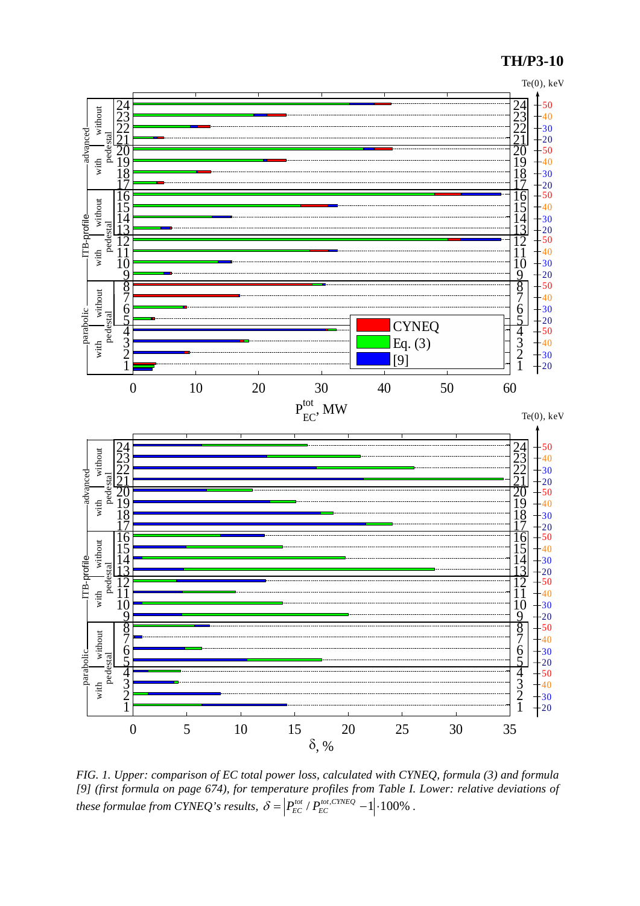FIG. 1. *Upper: comparison of EC total power loss, calculated with CYNEQ, formula (3) and formula [9] (first formula on page 674), for temperature profiles from Table I. Lower: relative deviations of these formulae from CYNEQ's results,* $\delta = \left| P_{EC}^{tot} / P_{EC}^{tot,CYNEQ} - 1 \right| \cdot 100\%$ .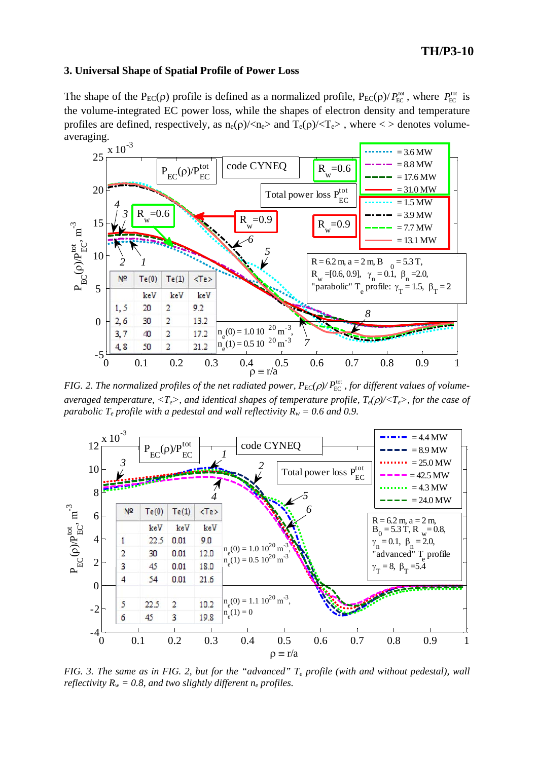### 3. Universal Shape of Spatial Profile of Power Loss

The shape of the $P_{EC}(\rho)$ profile is defined as a normalized profile, $P_{EC}(\rho)/P_{EC}^{tot}$, where $P_{EC}^{tot}$ is the volume-integrated EC power loss, while the shapes of electron density and temperature profiles are defined, respectively, as $n_e(\rho)/\langle n_e \rangle$ and $T_e(\rho)/\langle T_e \rangle$, where $\langle\ \rangle$ denotes volume-averaging.

*FIG. 2. The normalized profiles of the net radiated power, $P_{EC}(\rho)/P_{EC}^{tot}$, for different values of volume-averaged temperature, $\langle T_e \rangle$, and identical shapes of temperature profile, $T_e(\rho)/\langle T_e \rangle$, for the case of parabolic $T_e$ profile with a pedestal and wall reflectivity $R_w$ = 0.6 and 0.9.*

*FIG. 3. The same as in FIG. 2, but for the "advanced" $T_e$ profile (with and without pedestal), wall reflectivity $R_w$ = 0.8, and two slightly different $n_e$ profiles.*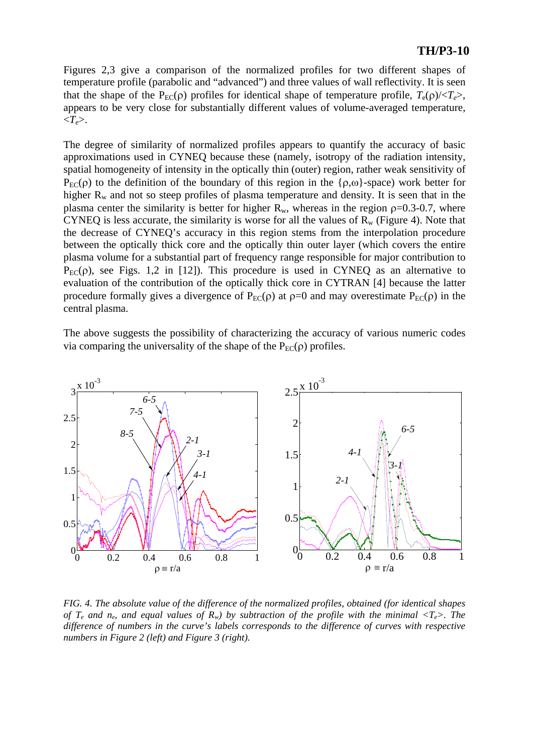Figures 2,3 give a comparison of the normalized profiles for two different shapes of temperature profile (parabolic and "advanced") and three values of wall reflectivity. It is seen that the shape of the $P_{EC}(\rho)$ profiles for identical shape of temperature profile, $T_e(\rho)/\langle T_e \rangle$, appears to be very close for substantially different values of volume-averaged temperature, $\langle T_e \rangle$.

The degree of similarity of normalized profiles appears to quantify the accuracy of basic approximations used in CYNEQ because these (namely, isotropy of the radiation intensity, spatial homogeneity of intensity in the optically thin (outer) region, rather weak sensitivity of $P_{EC}(\rho)$ to the definition of the boundary of this region in the $\{\rho,\omega\}$-space) work better for higher $R_w$ and not so steep profiles of plasma temperature and density. It is seen that in the plasma center the similarity is better for higher $R_w$, whereas in the region $\rho$=0.3-0.7, where CYNEQ is less accurate, the similarity is worse for all the values of $R_w$ (Figure 4). Note that the decrease of CYNEQ's accuracy in this region stems from the interpolation procedure between the optically thick core and the optically thin outer layer (which covers the entire plasma volume for a substantial part of frequency range responsible for major contribution to $P_{EC}(\rho)$, see Figs. 1,2 in [12]). This procedure is used in CYNEQ as an alternative to evaluation of the contribution of the optically thick core in CYTRAN [4] because the latter procedure formally gives a divergence of $P_{EC}(\rho)$ at $\rho$=0 and may overestimate $P_{EC}(\rho)$ in the central plasma.

The above suggests the possibility of characterizing the accuracy of various numeric codes via comparing the universality of the shape of the $P_{EC}(\rho)$ profiles.

*FIG. 4. The absolute value of the difference of the normalized profiles, obtained (for identical shapes of $T_e$ and $n_e$, and equal values of $R_w$) by subtraction of the profile with the minimal $\langle T_e \rangle$. The difference of numbers in the curve's labels corresponds to the difference of curves with respective numbers in Figure 2 (left) and Figure 3 (right).*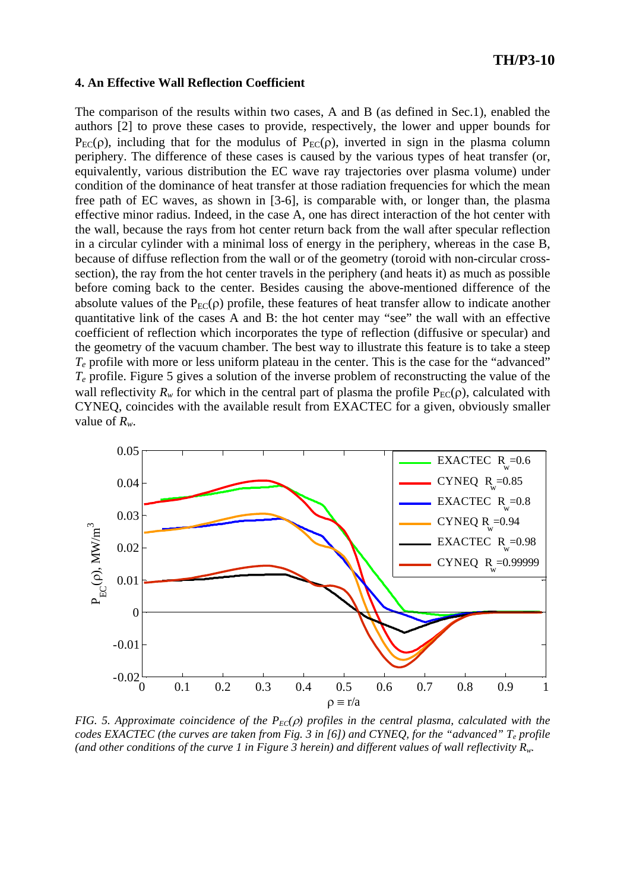## 4. An Effective Wall Reflection Coefficient

The comparison of the results within two cases, A and B (as defined in Sec.1), enabled the authors [2] to prove these cases to provide, respectively, the lower and upper bounds for $P_{EC}(\rho)$, including that for the modulus of $P_{EC}(\rho)$, inverted in sign in the plasma column periphery. The difference of these cases is caused by the various types of heat transfer (or, equivalently, various distribution the EC wave ray trajectories over plasma volume) under condition of the dominance of heat transfer at those radiation frequencies for which the mean free path of EC waves, as shown in [3-6], is comparable with, or longer than, the plasma effective minor radius. Indeed, in the case A, one has direct interaction of the hot center with the wall, because the rays from hot center return back from the wall after specular reflection in a circular cylinder with a minimal loss of energy in the periphery, whereas in the case B, because of diffuse reflection from the wall or of the geometry (toroid with non-circular cross-section), the ray from the hot center travels in the periphery (and heats it) as much as possible before coming back to the center. Besides causing the above-mentioned difference of the absolute values of the $P_{EC}(\rho)$ profile, these features of heat transfer allow to indicate another quantitative link of the cases A and B: the hot center may "see" the wall with an effective coefficient of reflection which incorporates the type of reflection (diffusive or specular) and the geometry of the vacuum chamber. The best way to illustrate this feature is to take a steep $T_e$ profile with more or less uniform plateau in the center. This is the case for the "advanced" $T_e$ profile. Figure 5 gives a solution of the inverse problem of reconstructing the value of the wall reflectivity $R_w$ for which in the central part of plasma the profile $P_{EC}(\rho)$, calculated with CYNEQ, coincides with the available result from EXACTEC for a given, obviously smaller value of $R_w$.

*FIG. 5. Approximate coincidence of the $P_{EC}(\rho)$ profiles in the central plasma, calculated with the codes EXACTEC (the curves are taken from Fig. 3 in [6]) and CYNEQ, for the "advanced" $T_e$ profile (and other conditions of the curve 1 in Figure 3 herein) and different values of wall reflectivity $R_w$.*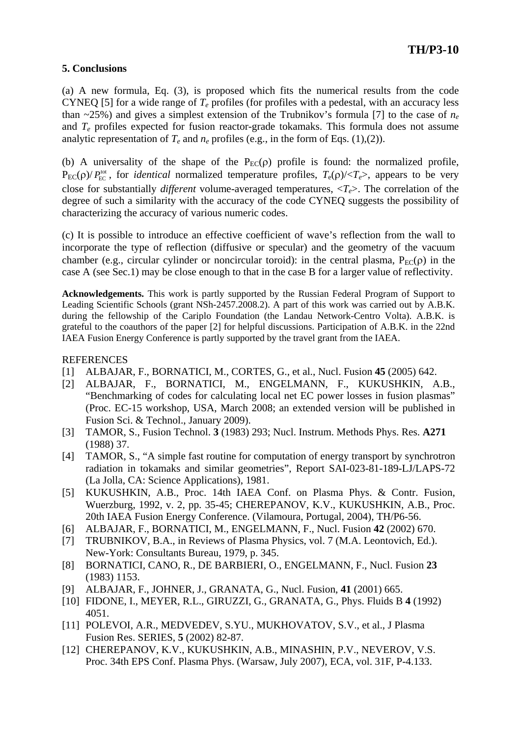## 5. Conclusions

(a) A new formula, Eq. (3), is proposed which fits the numerical results from the code CYNEQ [5] for a wide range of $T_e$ profiles (for profiles with a pedestal, with an accuracy less than ~25%) and gives a simplest extension of the Trubnikov's formula [7] to the case of $n_e$ and $T_e$ profiles expected for fusion reactor-grade tokamaks. This formula does not assume analytic representation of $T_e$ and $n_e$ profiles (e.g., in the form of Eqs. (1),(2)).

(b) A universality of the shape of the $P_{EC}(\rho)$ profile is found: the normalized profile, $P_{EC}(\rho)/P_{EC}^{tot}$, for *identical* normalized temperature profiles, $T_e(\rho)/\langle T_e\rangle$, appears to be very close for substantially *different* volume-averaged temperatures, $\langle T_e\rangle$. The correlation of the degree of such a similarity with the accuracy of the code CYNEQ suggests the possibility of characterizing the accuracy of various numeric codes.

(c) It is possible to introduce an effective coefficient of wave's reflection from the wall to incorporate the type of reflection (diffusive or specular) and the geometry of the vacuum chamber (e.g., circular cylinder or noncircular toroid): in the central plasma, $P_{EC}(\rho)$ in the case A (see Sec.1) may be close enough to that in the case B for a larger value of reflectivity.

**Acknowledgements.** This work is partly supported by the Russian Federal Program of Support to Leading Scientific Schools (grant NSh-2457.2008.2). A part of this work was carried out by A.B.K. during the fellowship of the Cariplo Foundation (the Landau Network-Centro Volta). A.B.K. is grateful to the coauthors of the paper [2] for helpful discussions. Participation of A.B.K. in the 22nd IAEA Fusion Energy Conference is partly supported by the travel grant from the IAEA.

REFERENCES

[1] ALBAJAR, F., BORNATICI, M., CORTES, G., et al., Nucl. Fusion **45** (2005) 642.

[2] ALBAJAR, F., BORNATICI, M., ENGELMANN, F., KUKUSHKIN, A.B., "Benchmarking of codes for calculating local net EC power losses in fusion plasmas" (Proc. EC-15 workshop, USA, March 2008; an extended version will be published in Fusion Sci. & Technol., January 2009).

[3] TAMOR, S., Fusion Technol. **3** (1983) 293; Nucl. Instrum. Methods Phys. Res. **A271** (1988) 37.

[4] TAMOR, S., "A simple fast routine for computation of energy transport by synchrotron radiation in tokamaks and similar geometries", Report SAI-023-81-189-LJ/LAPS-72 (La Jolla, CA: Science Applications), 1981.

[5] KUKUSHKIN, A.B., Proc. 14th IAEA Conf. on Plasma Phys. & Contr. Fusion, Wuerzburg, 1992, v. 2, pp. 35-45; CHEREPANOV, K.V., KUKUSHKIN, A.B., Proc. 20th IAEA Fusion Energy Conference. (Vilamoura, Portugal, 2004), TH/P6-56.

[6] ALBAJAR, F., BORNATICI, M., ENGELMANN, F., Nucl. Fusion **42** (2002) 670.

[7] TRUBNIKOV, B.A., in Reviews of Plasma Physics, vol. 7 (M.A. Leontovich, Ed.). New-York: Consultants Bureau, 1979, p. 345.

[8] BORNATICI, CANO, R., DE BARBIERI, O., ENGELMANN, F., Nucl. Fusion **23** (1983) 1153.

[9] ALBAJAR, F., JOHNER, J., GRANATA, G., Nucl. Fusion, **41** (2001) 665.

[10] FIDONE, I., MEYER, R.L., GIRUZZI, G., GRANATA, G., Phys. Fluids B **4** (1992) 4051.

[11] POLEVOI, A.R., MEDVEDEV, S.YU., MUKHOVATOV, S.V., et al., J Plasma Fusion Res. SERIES, **5** (2002) 82-87.

[12] CHEREPANOV, K.V., KUKUSHKIN, A.B., MINASHIN, P.V., NEVEROV, V.S. Proc. 34th EPS Conf. Plasma Phys. (Warsaw, July 2007), ECA, vol. 31F, P-4.133.